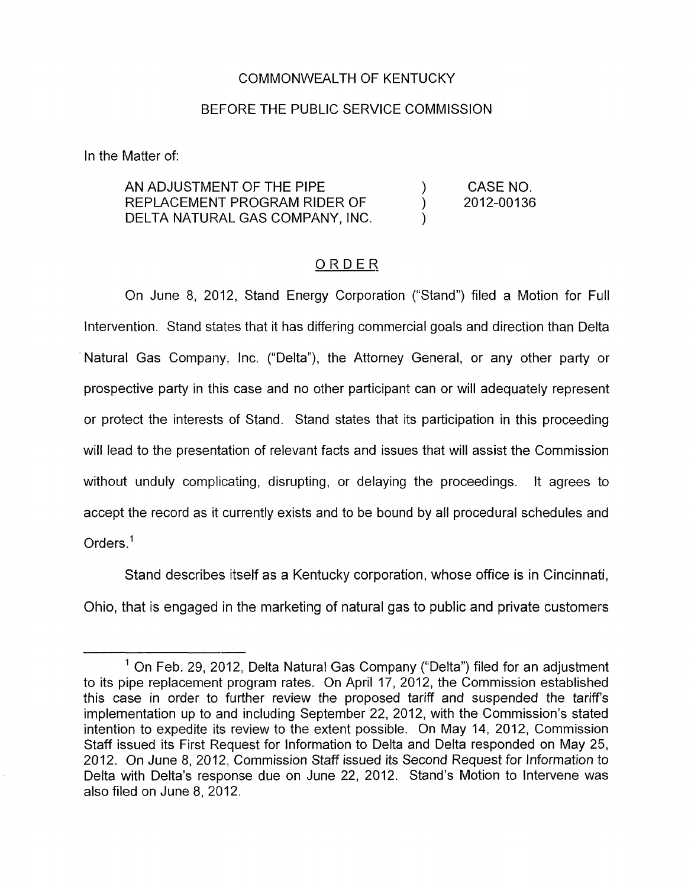COMMONWEALTH OF KENTUCKY

BEFORE THE PUBLIC SERVICE COMMISSION

In the Matter of:

| | | |
|---|---|---|
| AN ADJUSTMENT OF THE PIPE REPLACEMENT PROGRAM RIDER OF DELTA NATURAL GAS COMPANY, INC. | ) ) ) | CASE NO. 2012-00136 |

## ORDER

On June 8, 2012, Stand Energy Corporation ("Stand") filed a Motion for Full Intervention. Stand states that it has differing commercial goals and direction than Delta Natural Gas Company, Inc. ("Delta"), the Attorney General, or any other party or prospective party in this case and no other participant can or will adequately represent or protect the interests of Stand. Stand states that its participation in this proceeding will lead to the presentation of relevant facts and issues that will assist the Commission without unduly complicating, disrupting, or delaying the proceedings. It agrees to accept the record as it currently exists and to be bound by all procedural schedules and Orders.[1]

Stand describes itself as a Kentucky corporation, whose office is in Cincinnati, Ohio, that is engaged in the marketing of natural gas to public and private customers

[1] On Feb. 29, 2012, Delta Natural Gas Company ("Delta") filed for an adjustment to its pipe replacement program rates. On April 17, 2012, the Commission established this case in order to further review the proposed tariff and suspended the tariff's implementation up to and including September 22, 2012, with the Commission's stated intention to expedite its review to the extent possible. On May 14, 2012, Commission Staff issued its First Request for Information to Delta and Delta responded on May 25, 2012. On June 8, 2012, Commission Staff issued its Second Request for Information to Delta with Delta's response due on June 22, 2012. Stand's Motion to Intervene was also filed on June 8, 2012.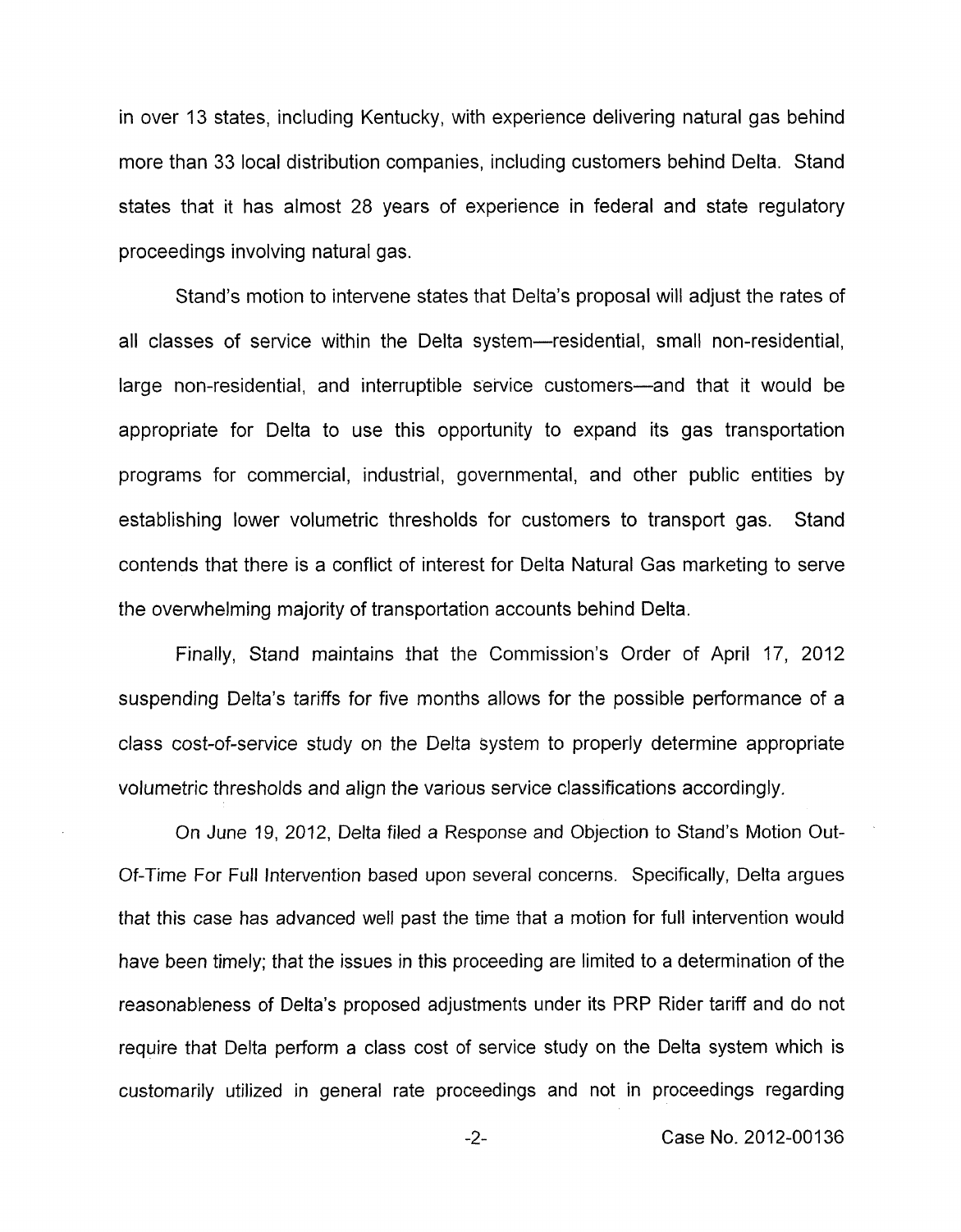in over 13 states, including Kentucky, with experience delivering natural gas behind more than 33 local distribution companies, including customers behind Delta. Stand states that it has almost 28 years of experience in federal and state regulatory proceedings involving natural gas.

Stand's motion to intervene states that Delta's proposal will adjust the rates of all classes of service within the Delta system—residential, small non-residential, large non-residential, and interruptible service customers—and that it would be appropriate for Delta to use this opportunity to expand its gas transportation programs for commercial, industrial, governmental, and other public entities by establishing lower volumetric thresholds for customers to transport gas. Stand contends that there is a conflict of interest for Delta Natural Gas marketing to serve the overwhelming majority of transportation accounts behind Delta.

Finally, Stand maintains that the Commission's Order of April 17, 2012 suspending Delta's tariffs for five months allows for the possible performance of a class cost-of-service study on the Delta system to properly determine appropriate volumetric thresholds and align the various service classifications accordingly.

On June 19, 2012, Delta filed a Response and Objection to Stand's Motion Out-Of-Time For Full Intervention based upon several concerns. Specifically, Delta argues that this case has advanced well past the time that a motion for full intervention would have been timely; that the issues in this proceeding are limited to a determination of the reasonableness of Delta's proposed adjustments under its PRP Rider tariff and do not require that Delta perform a class cost of service study on the Delta system which is customarily utilized in general rate proceedings and not in proceedings regarding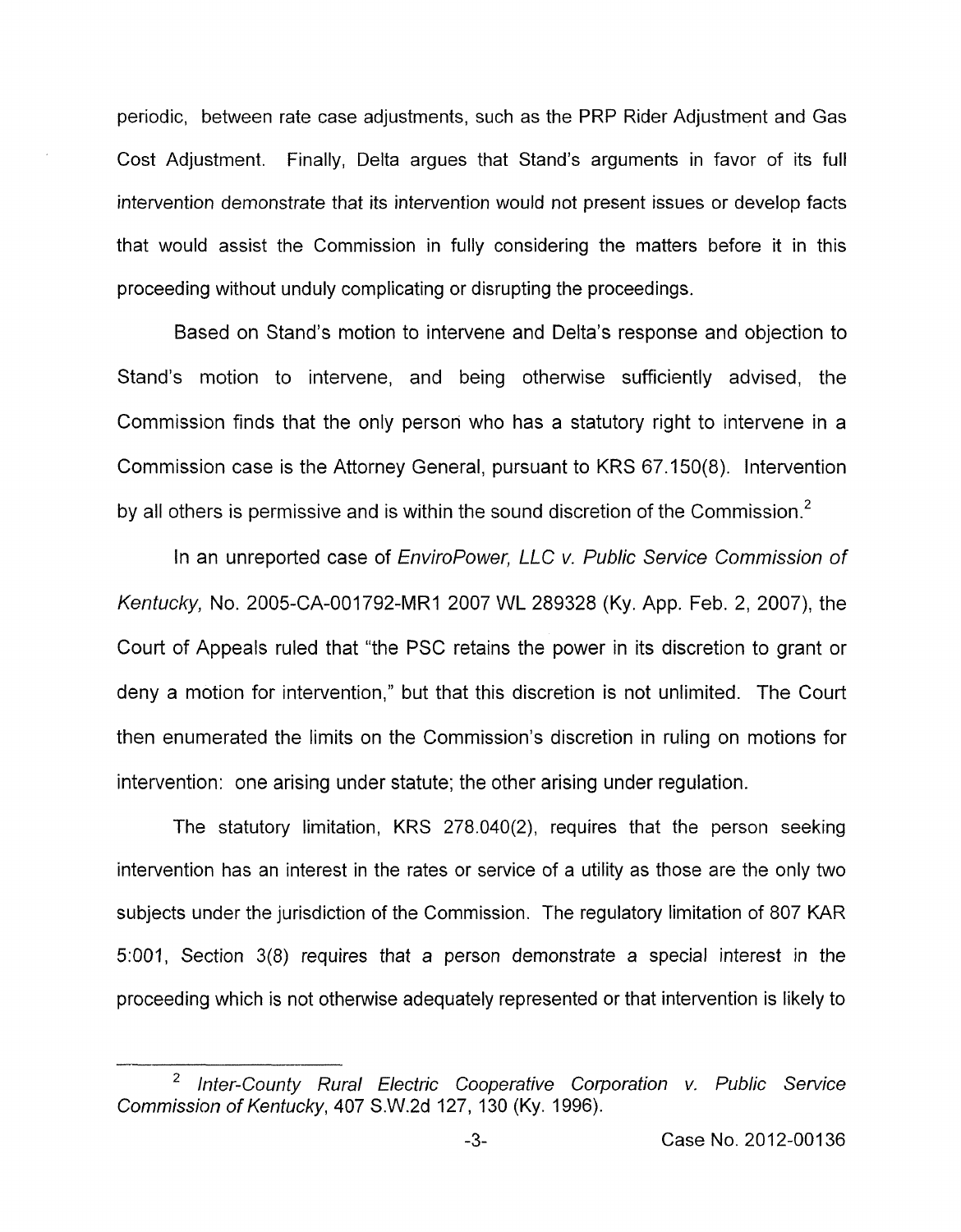periodic, between rate case adjustments, such as the PRP Rider Adjustment and Gas Cost Adjustment. Finally, Delta argues that Stand's arguments in favor of its full intervention demonstrate that its intervention would not present issues or develop facts that would assist the Commission in fully considering the matters before it in this proceeding without unduly complicating or disrupting the proceedings.

Based on Stand's motion to intervene and Delta's response and objection to Stand's motion to intervene, and being otherwise sufficiently advised, the Commission finds that the only person who has a statutory right to intervene in a Commission case is the Attorney General, pursuant to KRS 67.150(8). Intervention by all others is permissive and is within the sound discretion of the Commission.[2]

In an unreported case of *EnviroPower, LLC v. Public Service Commission of Kentucky*, No. 2005-CA-001792-MR1 2007 WL 289328 (Ky. App. Feb. 2, 2007), the Court of Appeals ruled that "the PSC retains the power in its discretion to grant or deny a motion for intervention," but that this discretion is not unlimited. The Court then enumerated the limits on the Commission's discretion in ruling on motions for intervention: one arising under statute; the other arising under regulation.

The statutory limitation, KRS 278.040(2), requires that the person seeking intervention has an interest in the rates or service of a utility as those are the only two subjects under the jurisdiction of the Commission. The regulatory limitation of 807 KAR 5:001, Section 3(8) requires that a person demonstrate a special interest in the proceeding which is not otherwise adequately represented or that intervention is likely to

---

[2] *Inter-County Rural Electric Cooperative Corporation v. Public Service Commission of Kentucky*, 407 S.W.2d 127, 130 (Ky. 1996).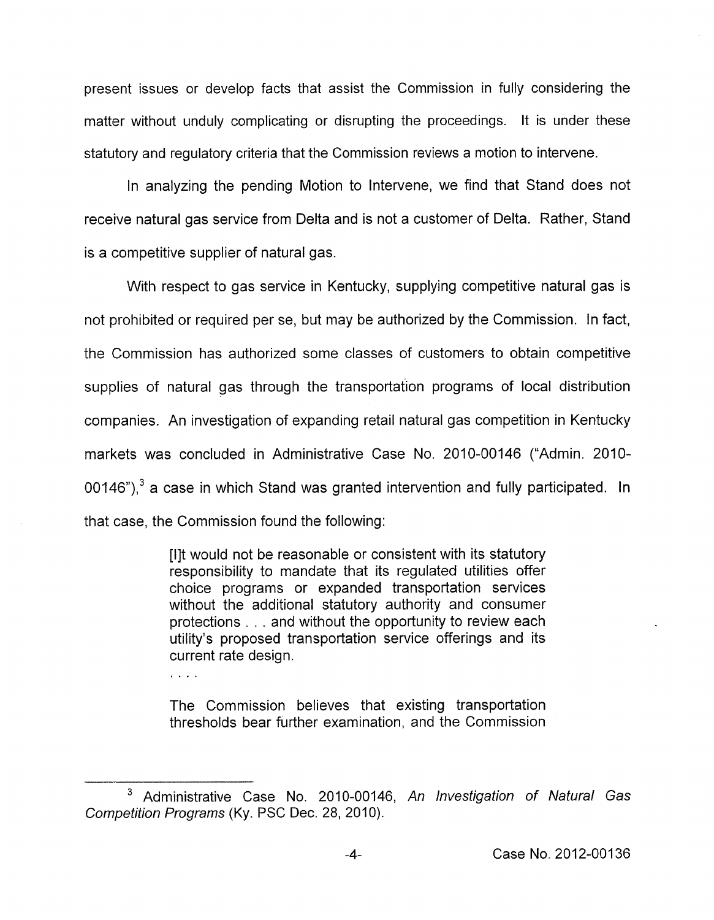present issues or develop facts that assist the Commission in fully considering the matter without unduly complicating or disrupting the proceedings. It is under these statutory and regulatory criteria that the Commission reviews a motion to intervene.

In analyzing the pending Motion to Intervene, we find that Stand does not receive natural gas service from Delta and is not a customer of Delta. Rather, Stand is a competitive supplier of natural gas.

With respect to gas service in Kentucky, supplying competitive natural gas is not prohibited or required per se, but may be authorized by the Commission. In fact, the Commission has authorized some classes of customers to obtain competitive supplies of natural gas through the transportation programs of local distribution companies. An investigation of expanding retail natural gas competition in Kentucky markets was concluded in Administrative Case No. 2010-00146 ("Admin. 2010-00146"),[3] a case in which Stand was granted intervention and fully participated. In that case, the Commission found the following:

> [I]t would not be reasonable or consistent with its statutory responsibility to mandate that its regulated utilities offer choice programs or expanded transportation services without the additional statutory authority and consumer protections . . . and without the opportunity to review each utility's proposed transportation service offerings and its current rate design.
>
> . . . .
>
> The Commission believes that existing transportation thresholds bear further examination, and the Commission

[3] Administrative Case No. 2010-00146, *An Investigation of Natural Gas Competition Programs* (Ky. PSC Dec. 28, 2010).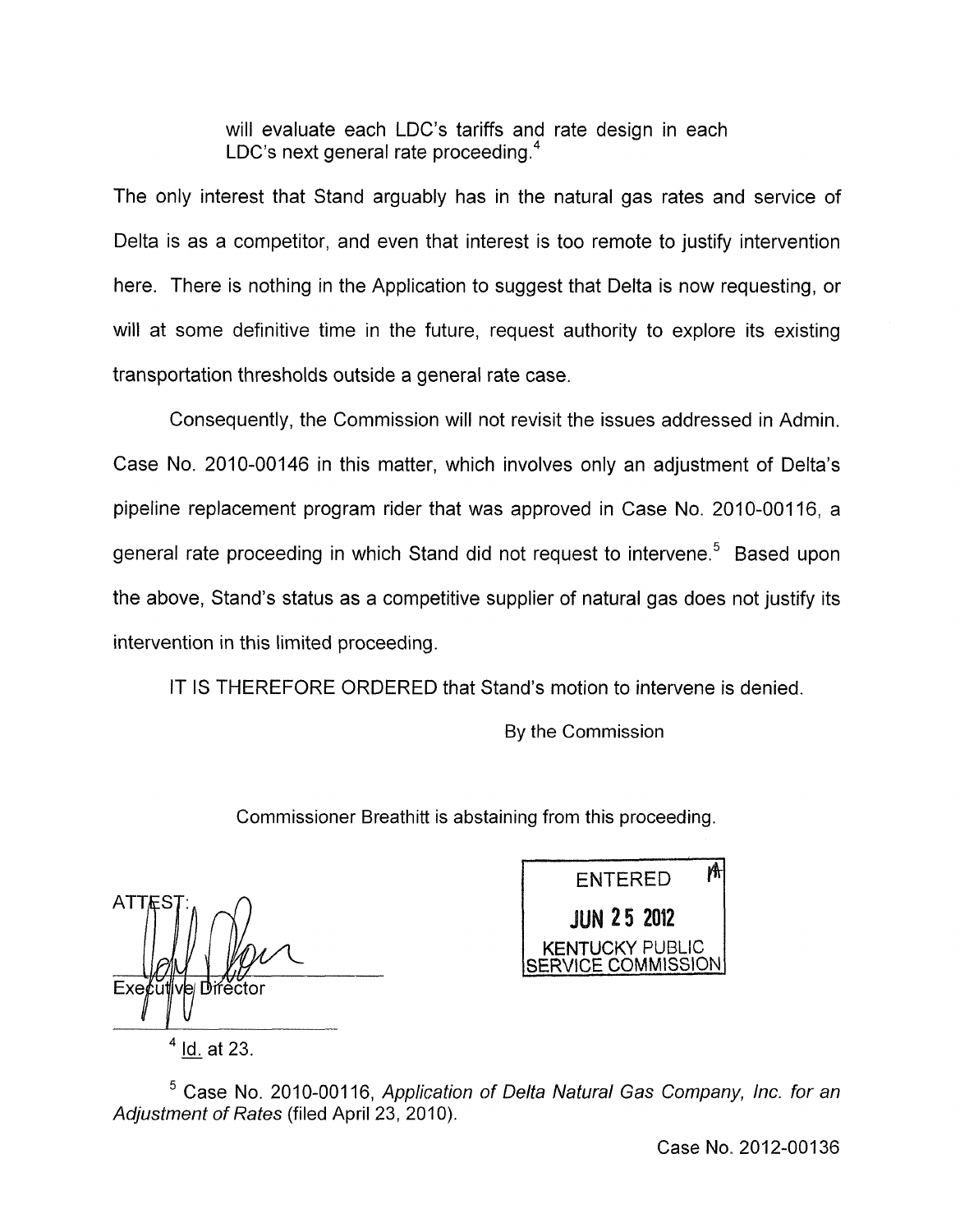will evaluate each LDC's tariffs and rate design in each LDC's next general rate proceeding.[4]

The only interest that Stand arguably has in the natural gas rates and service of Delta is as a competitor, and even that interest is too remote to justify intervention here. There is nothing in the Application to suggest that Delta is now requesting, or will at some definitive time in the future, request authority to explore its existing transportation thresholds outside a general rate case.

Consequently, the Commission will not revisit the issues addressed in Admin. Case No. 2010-00146 in this matter, which involves only an adjustment of Delta's pipeline replacement program rider that was approved in Case No. 2010-00116, a general rate proceeding in which Stand did not request to intervene.[5] Based upon the above, Stand's status as a competitive supplier of natural gas does not justify its intervention in this limited proceeding.

IT IS THEREFORE ORDERED that Stand's motion to intervene is denied.

By the Commission

Commissioner Breathitt is abstaining from this proceeding.

ENTERED
JUN 25 2012
KENTUCKY PUBLIC SERVICE COMMISSION

ATTEST:

Executive Director

[4] Id. at 23.

[5] Case No. 2010-00116, *Application of Delta Natural Gas Company, Inc. for an Adjustment of Rates* (filed April 23, 2010).

Case No. 2012-00136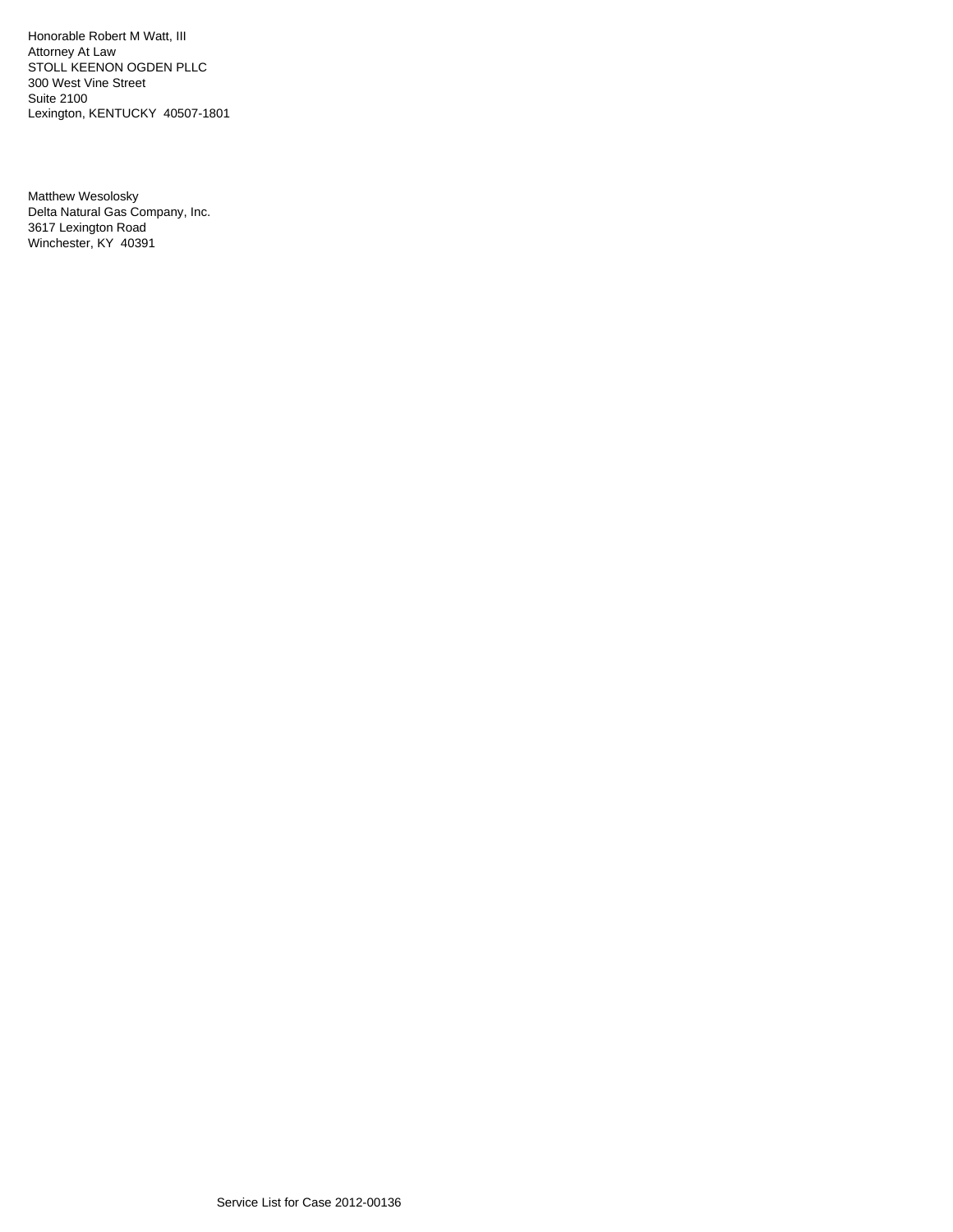Honorable Robert M Watt, III  
Attorney At Law  
STOLL KEENON OGDEN PLLC  
300 West Vine Street  
Suite 2100  
Lexington, KENTUCKY 40507-1801

Matthew Wesolosky  
Delta Natural Gas Company, Inc.  
3617 Lexington Road  
Winchester, KY 40391